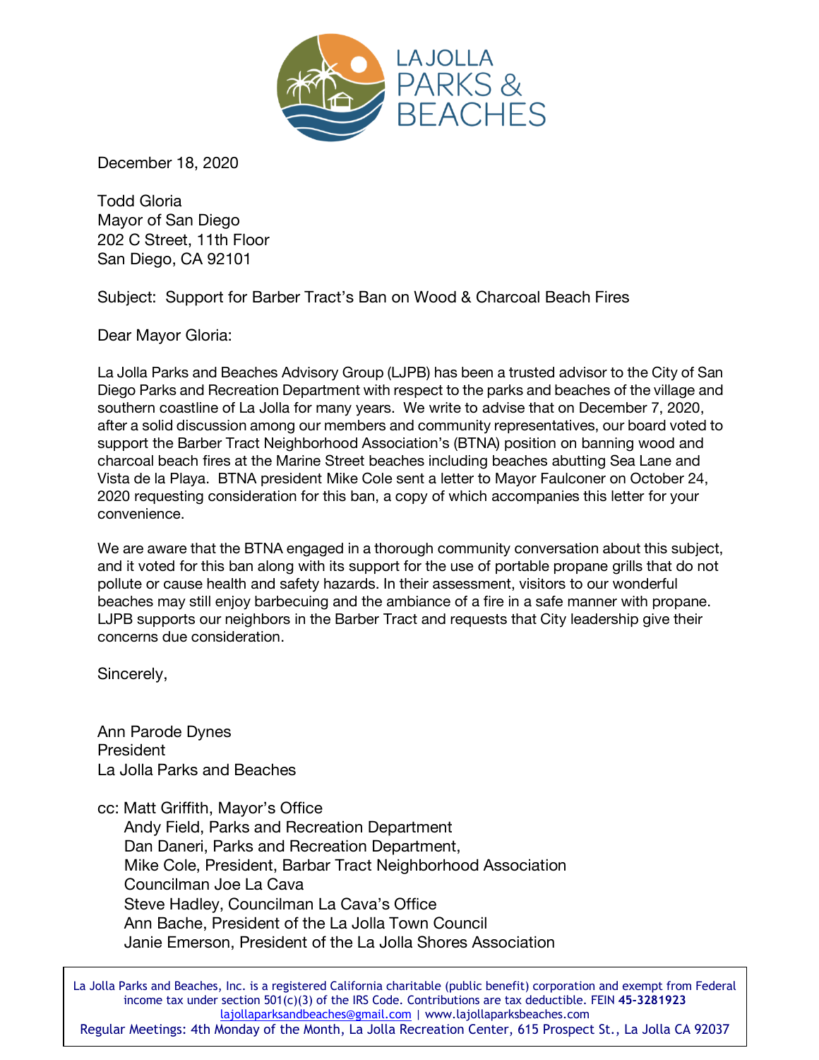LA JOLLA PARKS & BEACHES

December 18, 2020

Todd Gloria
Mayor of San Diego
202 C Street, 11th Floor
San Diego, CA 92101

Subject: Support for Barber Tract's Ban on Wood & Charcoal Beach Fires

Dear Mayor Gloria:

La Jolla Parks and Beaches Advisory Group (LJPB) has been a trusted advisor to the City of San Diego Parks and Recreation Department with respect to the parks and beaches of the village and southern coastline of La Jolla for many years. We write to advise that on December 7, 2020, after a solid discussion among our members and community representatives, our board voted to support the Barber Tract Neighborhood Association's (BTNA) position on banning wood and charcoal beach fires at the Marine Street beaches including beaches abutting Sea Lane and Vista de la Playa. BTNA president Mike Cole sent a letter to Mayor Faulconer on October 24, 2020 requesting consideration for this ban, a copy of which accompanies this letter for your convenience.

We are aware that the BTNA engaged in a thorough community conversation about this subject, and it voted for this ban along with its support for the use of portable propane grills that do not pollute or cause health and safety hazards. In their assessment, visitors to our wonderful beaches may still enjoy barbecuing and the ambiance of a fire in a safe manner with propane. LJPB supports our neighbors in the Barber Tract and requests that City leadership give their concerns due consideration.

Sincerely,

Ann Parode Dynes
President
La Jolla Parks and Beaches

cc: Matt Griffith, Mayor's Office
Andy Field, Parks and Recreation Department
Dan Daneri, Parks and Recreation Department,
Mike Cole, President, Barbar Tract Neighborhood Association
Councilman Joe La Cava
Steve Hadley, Councilman La Cava's Office
Ann Bache, President of the La Jolla Town Council
Janie Emerson, President of the La Jolla Shores Association

La Jolla Parks and Beaches, Inc. is a registered California charitable (public benefit) corporation and exempt from Federal income tax under section 501(c)(3) of the IRS Code. Contributions are tax deductible. FEIN **45-3281923**
lajollaparksandbeaches@gmail.com | www.lajollaparksbeaches.com
Regular Meetings: 4th Monday of the Month, La Jolla Recreation Center, 615 Prospect St., La Jolla CA 92037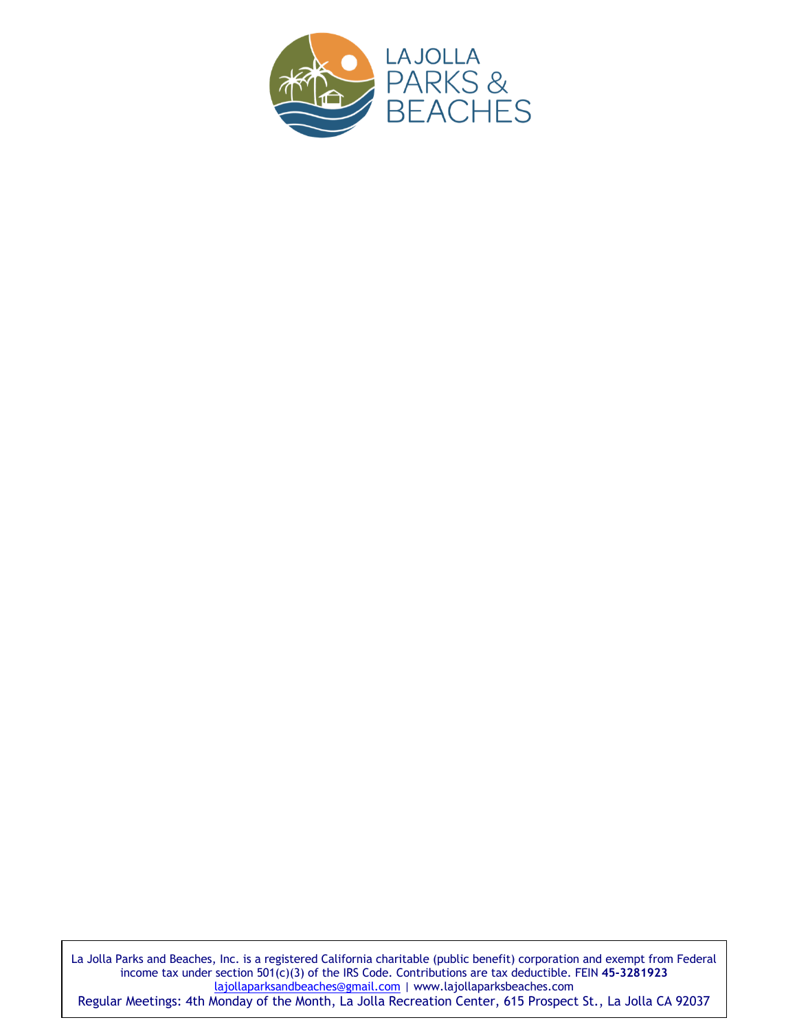LA JOLLA PARKS & BEACHES

La Jolla Parks and Beaches, Inc. is a registered California charitable (public benefit) corporation and exempt from Federal income tax under section 501(c)(3) of the IRS Code. Contributions are tax deductible. FEIN **45-3281923**
lajollaparksandbeaches@gmail.com | www.lajollaparksbeaches.com
Regular Meetings: 4th Monday of the Month, La Jolla Recreation Center, 615 Prospect St., La Jolla CA 92037